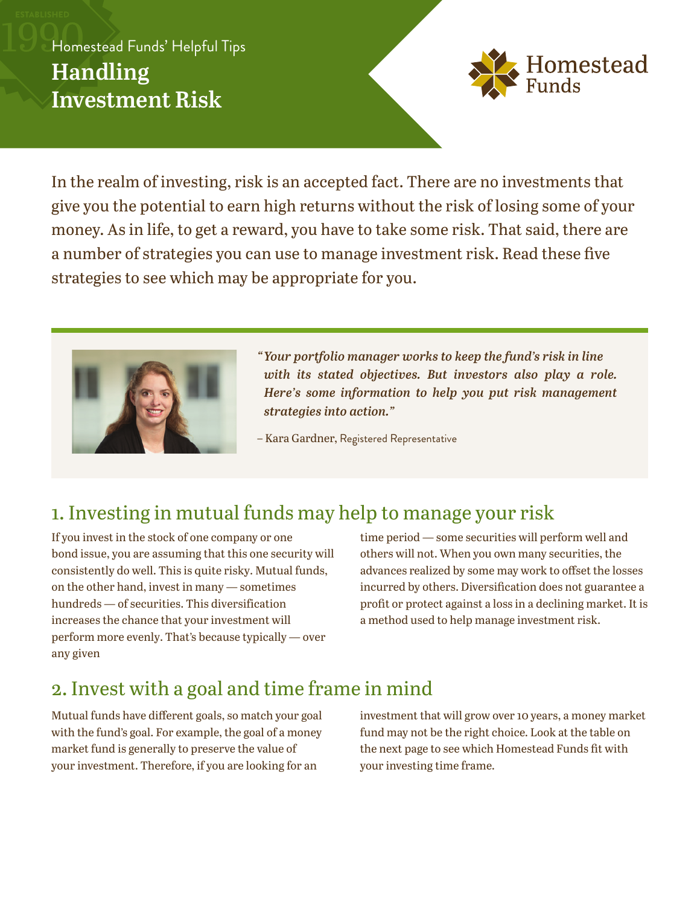Homestead Funds' Helpful Tips

# Handling Investment Risk

In the realm of investing, risk is an accepted fact. There are no investments that give you the potential to earn high returns without the risk of losing some of your money. As in life, to get a reward, you have to take some risk. That said, there are a number of strategies you can use to manage investment risk. Read these five strategies to see which may be appropriate for you.

> *"Your portfolio manager works to keep the fund's risk in line with its stated objectives. But investors also play a role. Here's some information to help you put risk management strategies into action."*
>
> – Kara Gardner, Registered Representative

## 1. Investing in mutual funds may help to manage your risk

If you invest in the stock of one company or one bond issue, you are assuming that this one security will consistently do well. This is quite risky. Mutual funds, on the other hand, invest in many — sometimes hundreds — of securities. This diversification increases the chance that your investment will perform more evenly. That's because typically — over any given time period — some securities will perform well and others will not. When you own many securities, the advances realized by some may work to offset the losses incurred by others. Diversification does not guarantee a profit or protect against a loss in a declining market. It is a method used to help manage investment risk.

## 2. Invest with a goal and time frame in mind

Mutual funds have different goals, so match your goal with the fund's goal. For example, the goal of a money market fund is generally to preserve the value of your investment. Therefore, if you are looking for an investment that will grow over 10 years, a money market fund may not be the right choice. Look at the table on the next page to see which Homestead Funds fit with your investing time frame.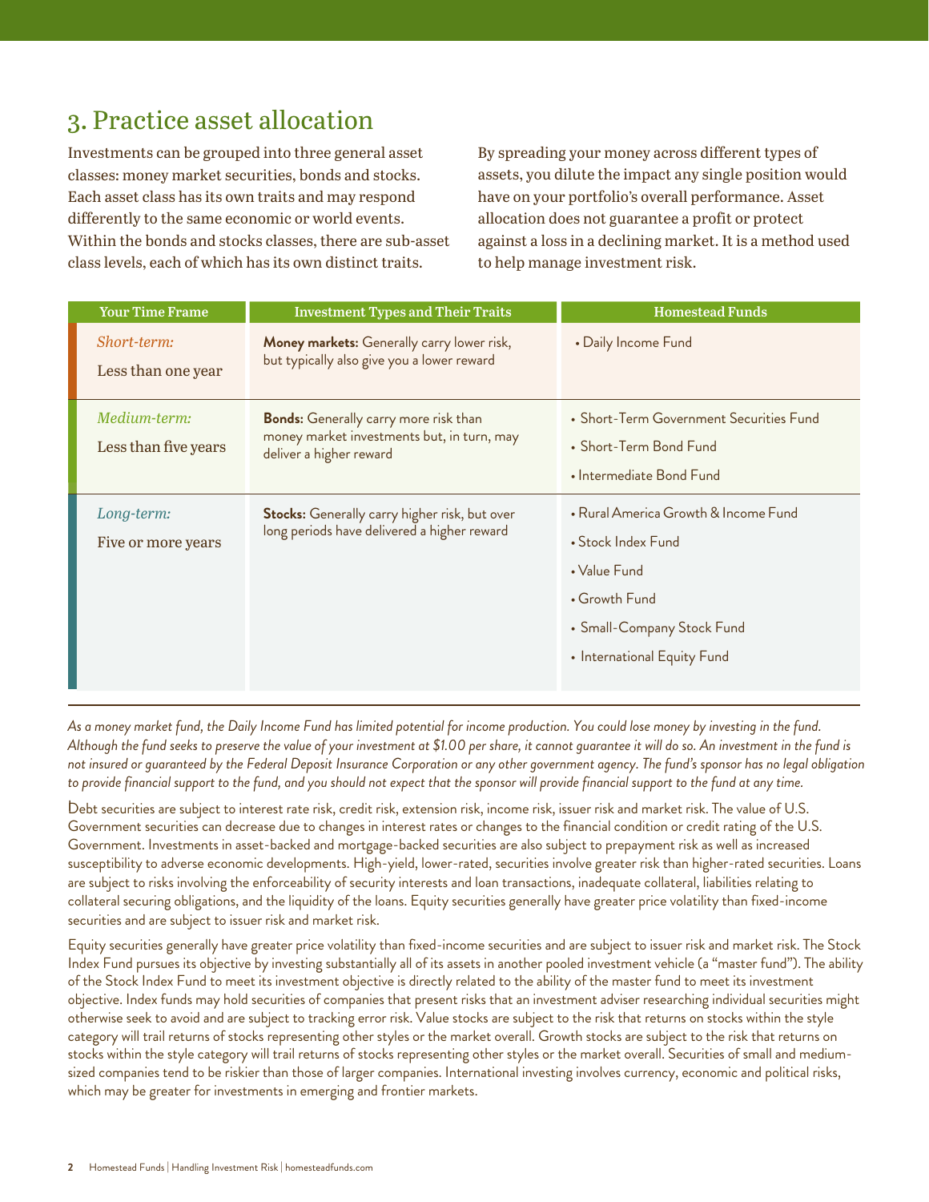## 3. Practice asset allocation

Investments can be grouped into three general asset classes: money market securities, bonds and stocks. Each asset class has its own traits and may respond differently to the same economic or world events. Within the bonds and stocks classes, there are sub-asset class levels, each of which has its own distinct traits.

By spreading your money across different types of assets, you dilute the impact any single position would have on your portfolio's overall performance. Asset allocation does not guarantee a profit or protect against a loss in a declining market. It is a method used to help manage investment risk.

| Your Time Frame | Investment Types and Their Traits | Homestead Funds |
|---|---|---|
| *Short-term:* Less than one year | **Money markets:** Generally carry lower risk, but typically also give you a lower reward | • Daily Income Fund |
| *Medium-term:* Less than five years | **Bonds:** Generally carry more risk than money market investments but, in turn, may deliver a higher reward | • Short-Term Government Securities Fund<br>• Short-Term Bond Fund<br>• Intermediate Bond Fund |
| *Long-term:* Five or more years | **Stocks:** Generally carry higher risk, but over long periods have delivered a higher reward | • Rural America Growth & Income Fund<br>• Stock Index Fund<br>• Value Fund<br>• Growth Fund<br>• Small-Company Stock Fund<br>• International Equity Fund |

*As a money market fund, the Daily Income Fund has limited potential for income production. You could lose money by investing in the fund. Although the fund seeks to preserve the value of your investment at $1.00 per share, it cannot guarantee it will do so. An investment in the fund is not insured or guaranteed by the Federal Deposit Insurance Corporation or any other government agency. The fund's sponsor has no legal obligation to provide financial support to the fund, and you should not expect that the sponsor will provide financial support to the fund at any time.*

Debt securities are subject to interest rate risk, credit risk, extension risk, income risk, issuer risk and market risk. The value of U.S. Government securities can decrease due to changes in interest rates or changes to the financial condition or credit rating of the U.S. Government. Investments in asset-backed and mortgage-backed securities are also subject to prepayment risk as well as increased susceptibility to adverse economic developments. High-yield, lower-rated, securities involve greater risk than higher-rated securities. Loans are subject to risks involving the enforceability of security interests and loan transactions, inadequate collateral, liabilities relating to collateral securing obligations, and the liquidity of the loans. Equity securities generally have greater price volatility than fixed-income securities and are subject to issuer risk and market risk.

Equity securities generally have greater price volatility than fixed-income securities and are subject to issuer risk and market risk. The Stock Index Fund pursues its objective by investing substantially all of its assets in another pooled investment vehicle (a "master fund"). The ability of the Stock Index Fund to meet its investment objective is directly related to the ability of the master fund to meet its investment objective. Index funds may hold securities of companies that present risks that an investment adviser researching individual securities might otherwise seek to avoid and are subject to tracking error risk. Value stocks are subject to the risk that returns on stocks within the style category will trail returns of stocks representing other styles or the market overall. Growth stocks are subject to the risk that returns on stocks within the style category will trail returns of stocks representing other styles or the market overall. Securities of small and medium-sized companies tend to be riskier than those of larger companies. International investing involves currency, economic and political risks, which may be greater for investments in emerging and frontier markets.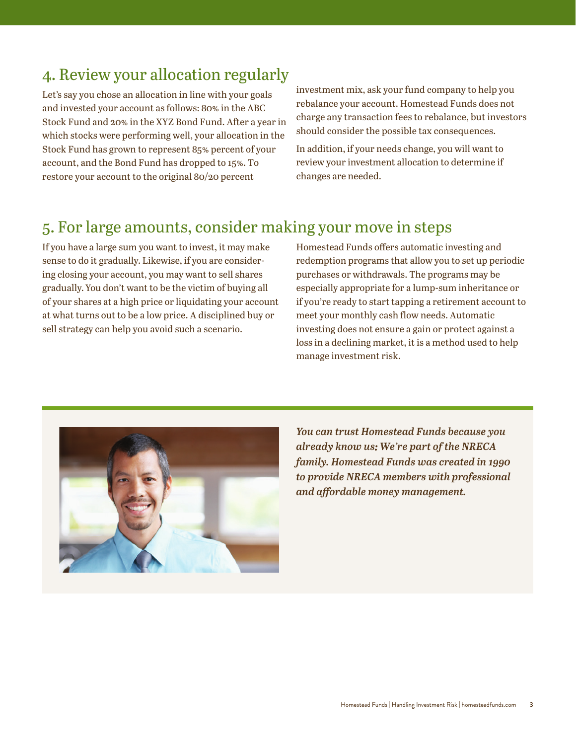## 4. Review your allocation regularly

Let's say you chose an allocation in line with your goals and invested your account as follows: 80% in the ABC Stock Fund and 20% in the XYZ Bond Fund. After a year in which stocks were performing well, your allocation in the Stock Fund has grown to represent 85% percent of your account, and the Bond Fund has dropped to 15%. To restore your account to the original 80/20 percent investment mix, ask your fund company to help you rebalance your account. Homestead Funds does not charge any transaction fees to rebalance, but investors should consider the possible tax consequences.

In addition, if your needs change, you will want to review your investment allocation to determine if changes are needed.

## 5. For large amounts, consider making your move in steps

If you have a large sum you want to invest, it may make sense to do it gradually. Likewise, if you are considering closing your account, you may want to sell shares gradually. You don't want to be the victim of buying all of your shares at a high price or liquidating your account at what turns out to be a low price. A disciplined buy or sell strategy can help you avoid such a scenario.

Homestead Funds offers automatic investing and redemption programs that allow you to set up periodic purchases or withdrawals. The programs may be especially appropriate for a lump-sum inheritance or if you're ready to start tapping a retirement account to meet your monthly cash flow needs. Automatic investing does not ensure a gain or protect against a loss in a declining market, it is a method used to help manage investment risk.

***You can trust Homestead Funds because you already know us: We're part of the NRECA family. Homestead Funds was created in 1990 to provide NRECA members with professional and affordable money management.***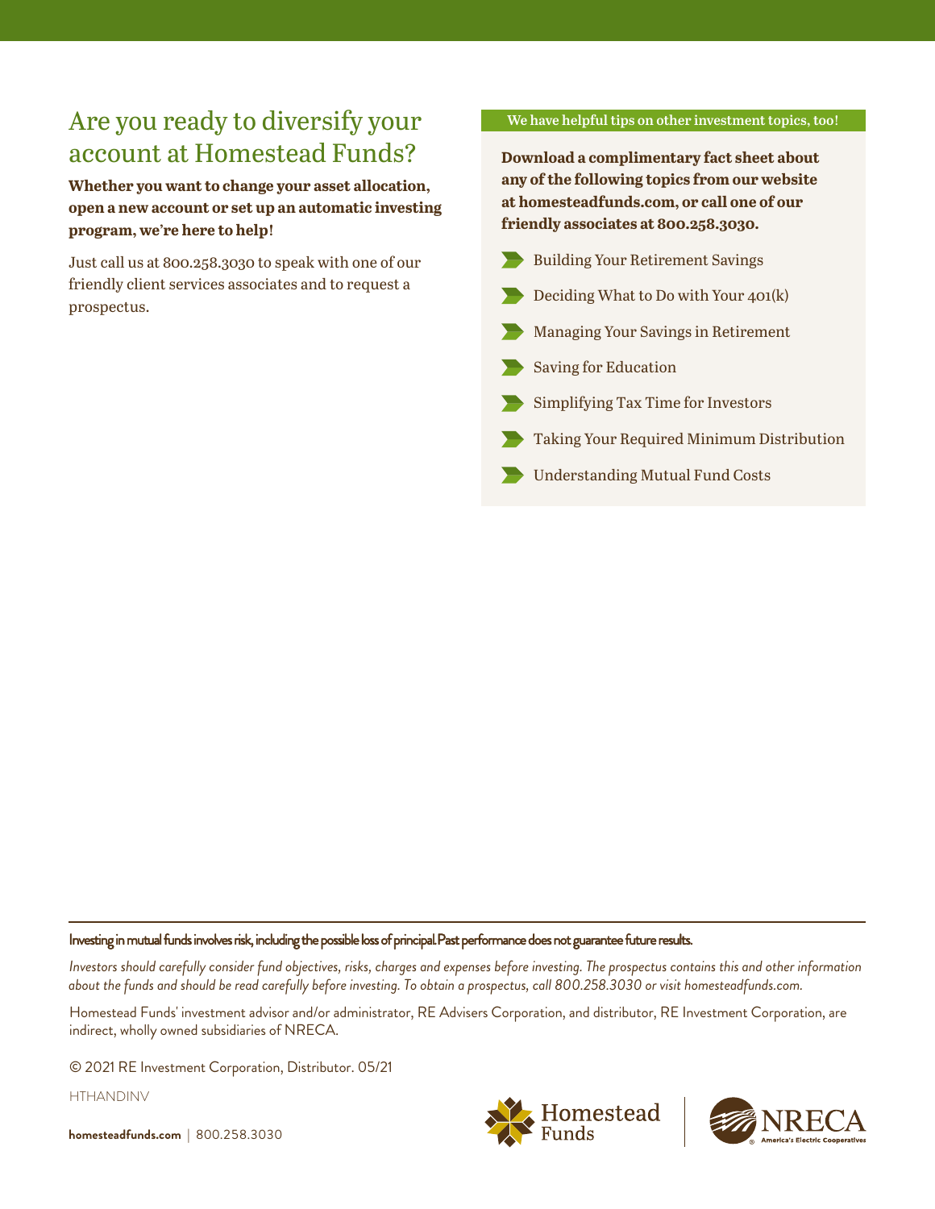# Are you ready to diversify your account at Homestead Funds?

**Whether you want to change your asset allocation, open a new account or set up an automatic investing program, we're here to help!**

Just call us at 800.258.3030 to speak with one of our friendly client services associates and to request a prospectus.

**We have helpful tips on other investment topics, too!**

**Download a complimentary fact sheet about any of the following topics from our website at homesteadfunds.com, or call one of our friendly associates at 800.258.3030.**

- Building Your Retirement Savings
- Deciding What to Do with Your 401(k)
- Managing Your Savings in Retirement
- Saving for Education
- Simplifying Tax Time for Investors
- Taking Your Required Minimum Distribution
- Understanding Mutual Fund Costs

**Investing in mutual funds involves risk, including the possible loss of principal. Past performance does not guarantee future results.**

*Investors should carefully consider fund objectives, risks, charges and expenses before investing. The prospectus contains this and other information about the funds and should be read carefully before investing. To obtain a prospectus, call 800.258.3030 or visit homesteadfunds.com.*

Homestead Funds' investment advisor and/or administrator, RE Advisers Corporation, and distributor, RE Investment Corporation, are indirect, wholly owned subsidiaries of NRECA.

© 2021 RE Investment Corporation, Distributor. 05/21

HTHANDINV

**homesteadfunds.com** | 800.258.3030

Homestead Funds

NRECA America's Electric Cooperatives